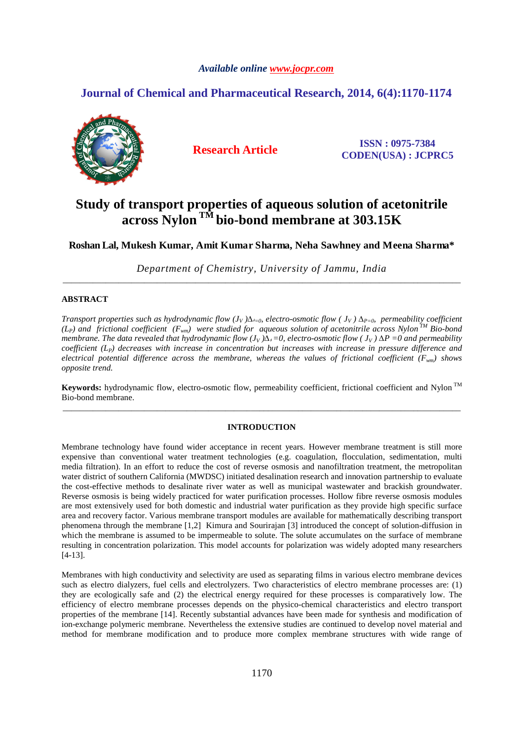*Available online www.jocpr.com*

## Journal of Chemical and Pharmaceutical Research, 2014, 6(4):1170-1174

**Research Article**

**ISSN : 0975-7384**
**CODEN(USA) : JCPRC5**

# Study of transport properties of aqueous solution of acetonitrile across Nylon ™ bio-bond membrane at 303.15K

**Roshan Lal, Mukesh Kumar, Amit Kumar Sharma, Neha Sawhney and Meena Sharma\***

*Department of Chemistry, University of Jammu, India*

---

### ABSTRACT

*Transport properties such as hydrodynamic flow $(J_V)\Delta_{\phi=0}$, electro-osmotic flow $(J_V)\Delta_{P=0}$, permeability coefficient $(L_P)$ and frictional coefficient $(F_{wm})$ were studied for aqueous solution of acetonitrile across Nylon ™ Bio-bond membrane. The data revealed that hydrodynamic flow $(J_V)\Delta_{\phi}=0$, electro-osmotic flow $(J_V)\Delta P=0$ and permeability coefficient $(L_P)$ decreases with increase in concentration but increases with increase in pressure difference and electrical potential difference across the membrane, whereas the values of frictional coefficient $(F_{wm})$ shows opposite trend.*

**Keywords:** hydrodynamic flow, electro-osmotic flow, permeability coefficient, frictional coefficient and Nylon ™ Bio-bond membrane.

---

### INTRODUCTION

Membrane technology have found wider acceptance in recent years. However membrane treatment is still more expensive than conventional water treatment technologies (e.g. coagulation, flocculation, sedimentation, multi media filtration). In an effort to reduce the cost of reverse osmosis and nanofiltration treatment, the metropolitan water district of southern California (MWDSC) initiated desalination research and innovation partnership to evaluate the cost-effective methods to desalinate river water as well as municipal wastewater and brackish groundwater. Reverse osmosis is being widely practiced for water purification processes. Hollow fibre reverse osmosis modules are most extensively used for both domestic and industrial water purification as they provide high specific surface area and recovery factor. Various membrane transport modules are available for mathematically describing transport phenomena through the membrane [1,2] Kimura and Sourirajan [3] introduced the concept of solution-diffusion in which the membrane is assumed to be impermeable to solute. The solute accumulates on the surface of membrane resulting in concentration polarization. This model accounts for polarization was widely adopted many researchers [4-13].

Membranes with high conductivity and selectivity are used as separating films in various electro membrane devices such as electro dialyzers, fuel cells and electrolyzers. Two characteristics of electro membrane processes are: (1) they are ecologically safe and (2) the electrical energy required for these processes is comparatively low. The efficiency of electro membrane processes depends on the physico-chemical characteristics and electro transport properties of the membrane [14]. Recently substantial advances have been made for synthesis and modification of ion-exchange polymeric membrane. Nevertheless the extensive studies are continued to develop novel material and method for membrane modification and to produce more complex membrane structures with wide range of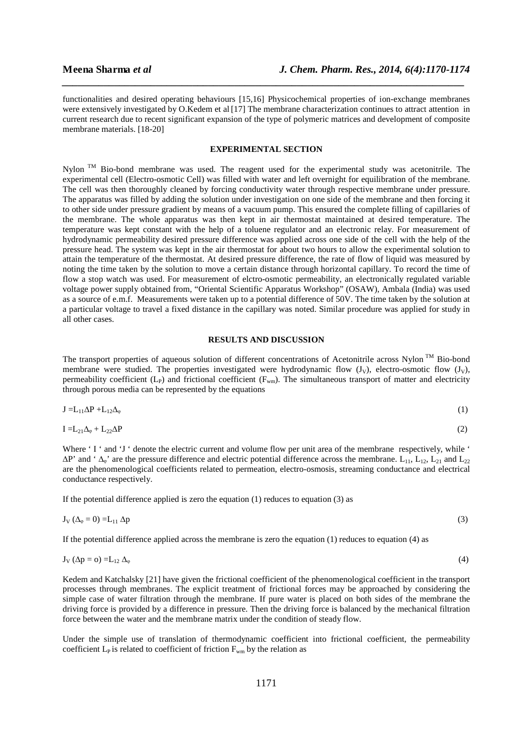functionalities and desired operating behaviours [15,16] Physicochemical properties of ion-exchange membranes were extensively investigated by O.Kedem et al [17] The membrane characterization continues to attract attention in current research due to recent significant expansion of the type of polymeric matrices and development of composite membrane materials. [18-20]

## EXPERIMENTAL SECTION

Nylon [TM] Bio-bond membrane was used. The reagent used for the experimental study was acetonitrile. The experimental cell (Electro-osmotic Cell) was filled with water and left overnight for equilibration of the membrane. The cell was then thoroughly cleaned by forcing conductivity water through respective membrane under pressure. The apparatus was filled by adding the solution under investigation on one side of the membrane and then forcing it to other side under pressure gradient by means of a vacuum pump. This ensured the complete filling of capillaries of the membrane. The whole apparatus was then kept in air thermostat maintained at desired temperature. The temperature was kept constant with the help of a toluene regulator and an electronic relay. For measurement of hydrodynamic permeability desired pressure difference was applied across one side of the cell with the help of the pressure head. The system was kept in the air thermostat for about two hours to allow the experimental solution to attain the temperature of the thermostat. At desired pressure difference, the rate of flow of liquid was measured by noting the time taken by the solution to move a certain distance through horizontal capillary. To record the time of flow a stop watch was used. For measurement of elctro-osmotic permeability, an electronically regulated variable voltage power supply obtained from, "Oriental Scientific Apparatus Workshop" (OSAW), Ambala (India) was used as a source of e.m.f. Measurements were taken up to a potential difference of 50V. The time taken by the solution at a particular voltage to travel a fixed distance in the capillary was noted. Similar procedure was applied for study in all other cases.

## RESULTS AND DISCUSSION

The transport properties of aqueous solution of different concentrations of Acetonitrile across Nylon [TM] Bio-bond membrane were studied. The properties investigated were hydrodynamic flow ($J_V$), electro-osmotic flow ($J_V$), permeability coefficient ($L_P$) and frictional coefficient ($F_{wm}$). The simultaneous transport of matter and electricity through porous media can be represented by the equations

$$J = L_{11}\Delta P + L_{12}\Delta_{\varphi} \tag{1}$$

$$I = L_{21}\Delta_{\varphi} + L_{22}\Delta P \tag{2}$$

Where ' I ' and 'J ' denote the electric current and volume flow per unit area of the membrane respectively, while ' $\Delta P$' and ' $\Delta_{\varphi}$' are the pressure difference and electric potential difference across the membrane. $L_{11}$, $L_{12}$, $L_{21}$ and $L_{22}$ are the phenomenological coefficients related to permeation, electro-osmosis, streaming conductance and electrical conductance respectively.

If the potential difference applied is zero the equation (1) reduces to equation (3) as

$$J_V\,(\Delta_{\varphi} = 0) = L_{11}\,\Delta p \tag{3}$$

If the potential difference applied across the membrane is zero the equation (1) reduces to equation (4) as

$$J_V\,(\Delta p = o) = L_{12}\,\Delta_{\varphi} \tag{4}$$

Kedem and Katchalsky [21] have given the frictional coefficient of the phenomenological coefficient in the transport processes through membranes. The explicit treatment of frictional forces may be approached by considering the simple case of water filtration through the membrane. If pure water is placed on both sides of the membrane the driving force is provided by a difference in pressure. Then the driving force is balanced by the mechanical filtration force between the water and the membrane matrix under the condition of steady flow.

Under the simple use of translation of thermodynamic coefficient into frictional coefficient, the permeability coefficient $L_P$ is related to coefficient of friction $F_{wm}$ by the relation as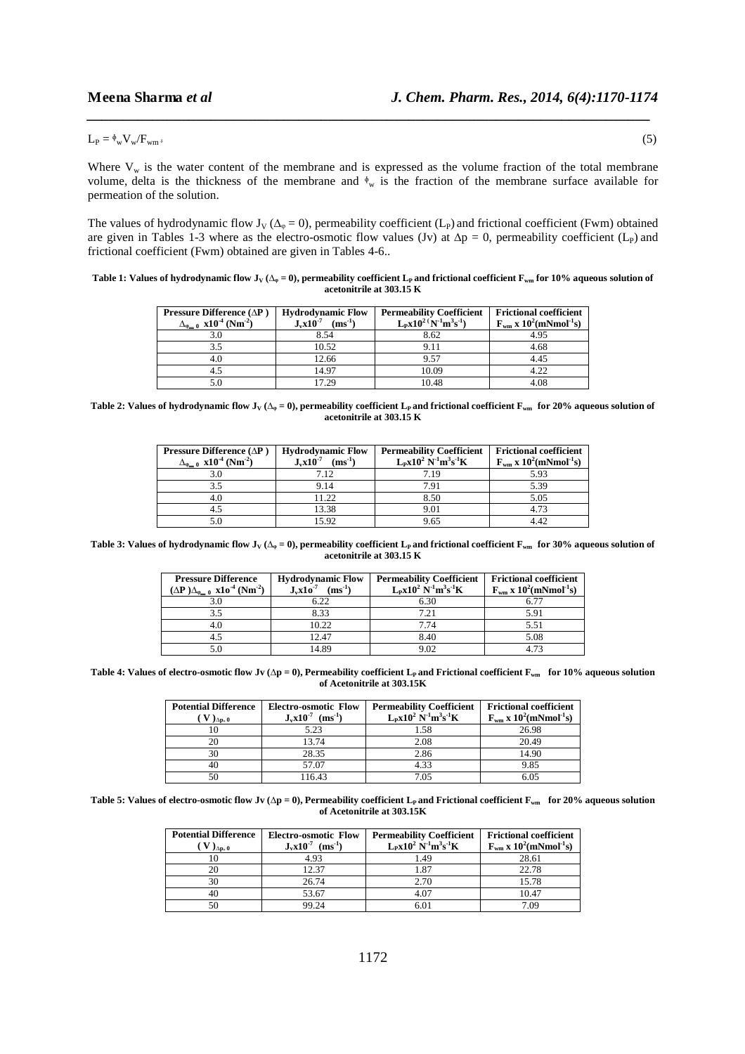$$L_P = \phi_w V_w / F_{wm} \delta \qquad (5)$$

Where $V_w$ is the water content of the membrane and is expressed as the volume fraction of the total membrane volume, delta is the thickness of the membrane and $\phi_w$ is the fraction of the membrane surface available for permeation of the solution.

The values of hydrodynamic flow $J_V$ ($\Delta_\phi = 0$), permeability coefficient ($L_P$) and frictional coefficient (Fwm) obtained are given in Tables 1-3 where as the electro-osmotic flow values (Jv) at $\Delta p = 0$, permeability coefficient ($L_P$) and frictional coefficient (Fwm) obtained are given in Tables 4-6..

**Table 1: Values of hydrodynamic flow $J_V$ ($\Delta_\phi = 0$), permeability coefficient $L_P$ and frictional coefficient $F_{wm}$ for 10% aqueous solution of acetonitrile at 303.15 K**

| Pressure Difference ($\Delta P$) $\Delta_{\phi=0}$ $x10^{-4}$ ($Nm^{-2}$) | Hydrodynamic Flow $J_v x10^{-7}$ ($ms^{-1}$) | Permeability Coefficient $L_P x10^2$ ($N^{-1}m^3s^{-1}$) | Frictional coefficient $F_{wm}$ x $10^2$($mNmol^{-1}s$) |
|---|---|---|---|
| 3.0 | 8.54 | 8.62 | 4.95 |
| 3.5 | 10.52 | 9.11 | 4.68 |
| 4.0 | 12.66 | 9.57 | 4.45 |
| 4.5 | 14.97 | 10.09 | 4.22 |
| 5.0 | 17.29 | 10.48 | 4.08 |

**Table 2: Values of hydrodynamic flow $J_V$ ($\Delta_\phi = 0$), permeability coefficient $L_P$ and frictional coefficient $F_{wm}$ for 20% aqueous solution of acetonitrile at 303.15 K**

| Pressure Difference ($\Delta P$) $\Delta_{\phi=0}$ $x10^{-4}$ ($Nm^{-2}$) | Hydrodynamic Flow $J_v x10^{-7}$ ($ms^{-1}$) | Permeability Coefficient $L_P x10^2$ $N^{-1}m^3s^{-1}K$ | Frictional coefficient $F_{wm}$ x $10^2$($mNmol^{-1}s$) |
|---|---|---|---|
| 3.0 | 7.12 | 7.19 | 5.93 |
| 3.5 | 9.14 | 7.91 | 5.39 |
| 4.0 | 11.22 | 8.50 | 5.05 |
| 4.5 | 13.38 | 9.01 | 4.73 |
| 5.0 | 15.92 | 9.65 | 4.42 |

**Table 3: Values of hydrodynamic flow $J_V$ ($\Delta_\phi = 0$), permeability coefficient $L_P$ and frictional coefficient $F_{wm}$ for 30% aqueous solution of acetonitrile at 303.15 K**

| Pressure Difference ($\Delta P$)$\Delta_{\phi=0}$ x1o$^{-4}$ ($Nm^{-2}$) | Hydrodynamic Flow $J_v x10^{-7}$ ($ms^{-1}$) | Permeability Coefficient $L_P x10^2$ $N^{-1}m^3s^{-1}K$ | Frictional coefficient $F_{wm}$ x $10^2$($mNmol^{-1}s$) |
|---|---|---|---|
| 3.0 | 6.22 | 6.30 | 6.77 |
| 3.5 | 8.33 | 7.21 | 5.91 |
| 4.0 | 10.22 | 7.74 | 5.51 |
| 4.5 | 12.47 | 8.40 | 5.08 |
| 5.0 | 14.89 | 9.02 | 4.73 |

**Table 4: Values of electro-osmotic flow Jv ($\Delta p = 0$), Permeability coefficient $L_P$ and Frictional coefficient $F_{wm}$ for 10% aqueous solution of Acetonitrile at 303.15K**

| Potential Difference ( V )$_{\Delta p, 0}$ | Electro-osmotic Flow $J_v x10^{-7}$ ($ms^{-1}$) | Permeability Coefficient $L_P x10^2$ $N^{-1}m^3s^{-1}K$ | Frictional coefficient $F_{wm}$ x $10^2$($mNmol^{-1}s$) |
|---|---|---|---|
| 10 | 5.23 | 1.58 | 26.98 |
| 20 | 13.74 | 2.08 | 20.49 |
| 30 | 28.35 | 2.86 | 14.90 |
| 40 | 57.07 | 4.33 | 9.85 |
| 50 | 116.43 | 7.05 | 6.05 |

**Table 5: Values of electro-osmotic flow Jv ($\Delta p = 0$), Permeability coefficient $L_P$ and Frictional coefficient $F_{wm}$ for 20% aqueous solution of Acetonitrile at 303.15K**

| Potential Difference ( V )$_{\Delta p, 0}$ | Electro-osmotic Flow $J_v x10^{-7}$ ($ms^{-1}$) | Permeability Coefficient $L_P x10^2$ $N^{-1}m^3s^{-1}K$ | Frictional coefficient $F_{wm}$ x $10^2$($mNmol^{-1}s$) |
|---|---|---|---|
| 10 | 4.93 | 1.49 | 28.61 |
| 20 | 12.37 | 1.87 | 22.78 |
| 30 | 26.74 | 2.70 | 15.78 |
| 40 | 53.67 | 4.07 | 10.47 |
| 50 | 99.24 | 6.01 | 7.09 |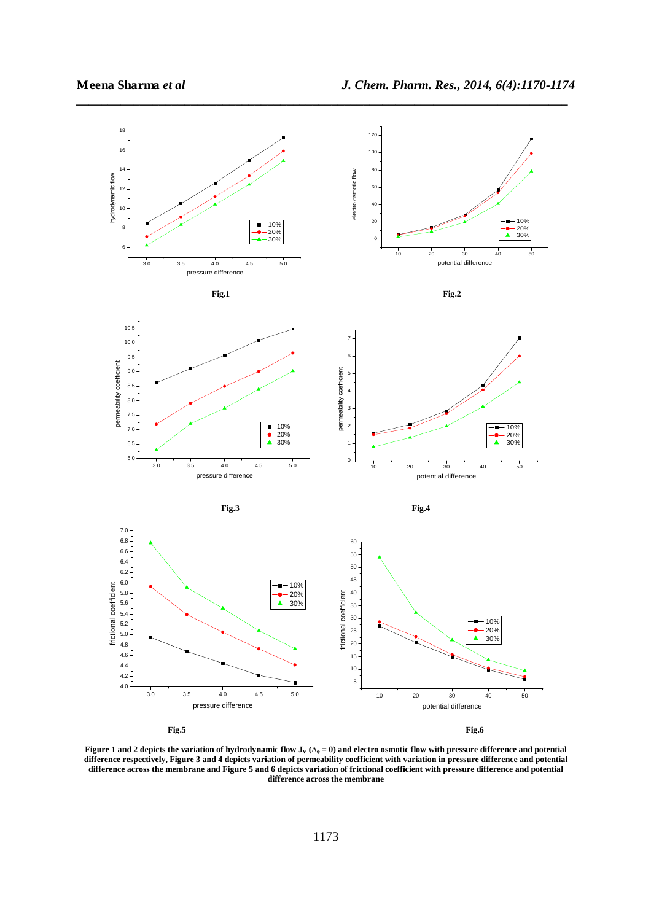**Fig.1**

**Fig.2**

**Fig.3**

**Fig.4**

**Fig.5**

**Fig.6**

**Figure 1 and 2 depicts the variation of hydrodynamic flow $J_V$ ($\Delta_\varphi = 0$) and electro osmotic flow with pressure difference and potential difference respectively, Figure 3 and 4 depicts variation of permeability coefficient with variation in pressure difference and potential difference across the membrane and Figure 5 and 6 depicts variation of frictional coefficient with pressure difference and potential difference across the membrane**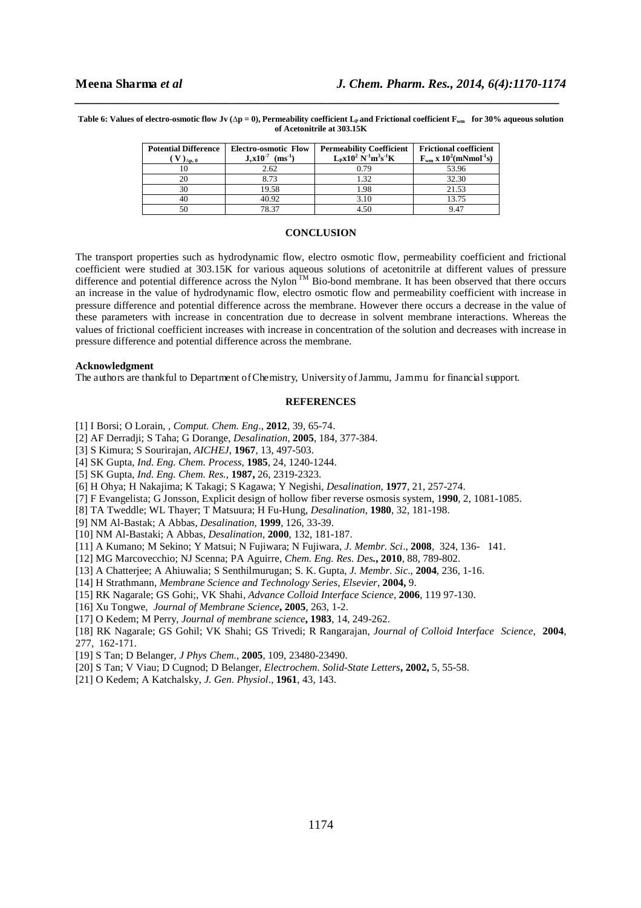**Table 6: Values of electro-osmotic flow Jv ($\Delta p = 0$), Permeability coefficient $L_P$ and Frictional coefficient $F_{wm}$ for 30% aqueous solution of Acetonitrile at 303.15K**

| Potential Difference $(V)_{\Delta p, 0}$ | Electro-osmotic Flow $J_v x10^{-7}$ ($ms^{-1}$) | Permeability Coefficient $L_P x10^2$ $N^{-1}m^3s^{-1}K$ | Frictional coefficient $F_{wm}$ x $10^2$($mNmol^{-1}s$) |
|---|---|---|---|
| 10 | 2.62 | 0.79 | 53.96 |
| 20 | 8.73 | 1.32 | 32.30 |
| 30 | 19.58 | 1.98 | 21.53 |
| 40 | 40.92 | 3.10 | 13.75 |
| 50 | 78.37 | 4.50 | 9.47 |

## CONCLUSION

The transport properties such as hydrodynamic flow, electro osmotic flow, permeability coefficient and frictional coefficient were studied at 303.15K for various aqueous solutions of acetonitrile at different values of pressure difference and potential difference across the Nylon$^{TM}$ Bio-bond membrane. It has been observed that there occurs an increase in the value of hydrodynamic flow, electro osmotic flow and permeability coefficient with increase in pressure difference and potential difference across the membrane. However there occurs a decrease in the value of these parameters with increase in concentration due to decrease in solvent membrane interactions. Whereas the values of frictional coefficient increases with increase in concentration of the solution and decreases with increase in pressure difference and potential difference across the membrane.

### Acknowledgment

The authors are thankful to Department of Chemistry, University of Jammu, Jammu for financial support.

## REFERENCES

[1] I Borsi; O Lorain, , *Comput. Chem. Eng*., **2012**, 39, 65-74.
[2] AF Derradji; S Taha; G Dorange, *Desalination*, **2005**, 184, 377-384.
[3] S Kimura; S Sourirajan, *AICHEJ*, **1967**, 13, 497-503.
[4] SK Gupta, *Ind. Eng. Chem. Process*, **1985**, 24, 1240-1244.
[5] SK Gupta, *Ind. Eng. Chem. Res.*, **1987,** 26, 2319-2323.
[6] H Ohya; H Nakajima; K Takagi; S Kagawa; Y Negishi, *Desalination*, **1977**, 21, 257-274.
[7] F Evangelista; G Jonsson, Explicit design of hollow fiber reverse osmosis system, 1**990**, 2, 1081-1085.
[8] TA Tweddle; WL Thayer; T Matsuura; H Fu-Hung, *Desalination*, **1980**, 32, 181-198.
[9] NM Al-Bastak; A Abbas, *Desalination*, **1999**, 126, 33-39.
[10] NM Al-Bastaki; A Abbas, *Desalination*, **2000**, 132, 181-187.
[11] A Kumano; M Sekino; Y Matsui; N Fujiwara; N Fujiwara, *J. Membr. Sci*., **2008**, 324, 136- 141.
[12] MG Marcovecchio; NJ Scenna; PA Aguirre, *Chem. Eng. Res. Des***., 2010**, 88, 789-802.
[13] A Chatterjee; A Ahiuwalia; S Senthilmurugan; S. K. Gupta, *J. Membr. Sic*., **2004**, 236, 1-16.
[14] H Strathmann, *Membrane Science and Technology Series, Elsevier*, **2004,** 9.
[15] RK Nagarale; GS Gohi;, VK Shahi, *Advance Colloid Interface Science*, **2006**, 119 97-130.
[16] Xu Tongwe, *Journal of Membrane Science***, 2005**, 263, 1-2.
[17] O Kedem; M Perry, *Journal of membrane science***, 1983**, 14, 249-262.
[18] RK Nagarale; GS Gohil; VK Shahi; GS Trivedi; R Rangarajan, *Journal of Colloid Interface Science*, **2004**, 277, 162-171.
[19] S Tan; D Belanger, *J Phys Chem*., **2005**, 109, 23480-23490.
[20] S Tan; V Viau; D Cugnod; D Belanger, *Electrochem. Solid-State Letters***, 2002,** 5, 55-58.
[21] O Kedem; A Katchalsky, *J. Gen. Physiol*., **1961**, 43, 143.